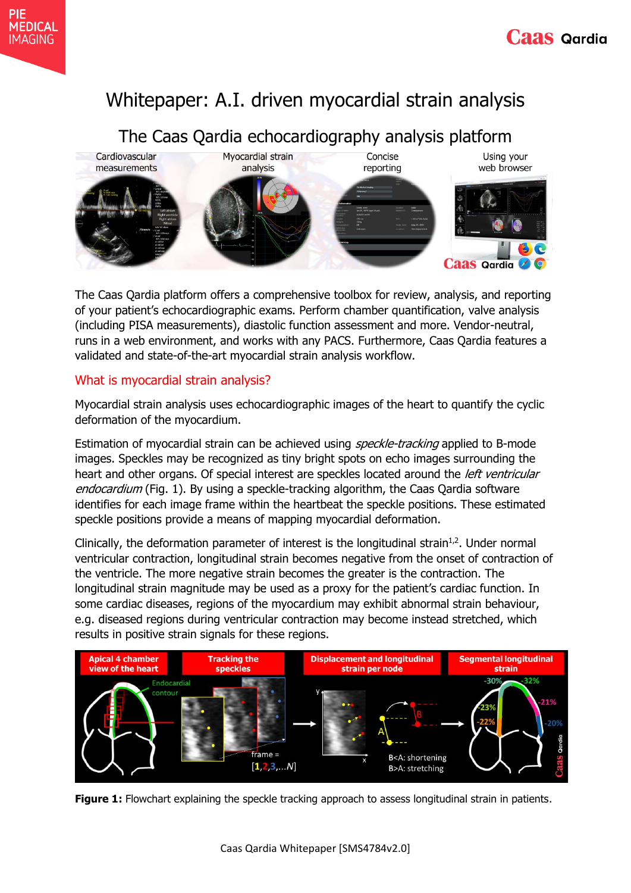# Whitepaper: A.I. driven myocardial strain analysis

## The Caas Qardia echocardiography analysis platform

Cardiovascular measurements | Myocardial strain analysis | Concise reporting | Using your web browser

The Caas Qardia platform offers a comprehensive toolbox for review, analysis, and reporting of your patient's echocardiographic exams. Perform chamber quantification, valve analysis (including PISA measurements), diastolic function assessment and more. Vendor-neutral, runs in a web environment, and works with any PACS. Furthermore, Caas Qardia features a validated and state-of-the-art myocardial strain analysis workflow.

## What is myocardial strain analysis?

Myocardial strain analysis uses echocardiographic images of the heart to quantify the cyclic deformation of the myocardium.

Estimation of myocardial strain can be achieved using *speckle-tracking* applied to B-mode images. Speckles may be recognized as tiny bright spots on echo images surrounding the heart and other organs. Of special interest are speckles located around the *left ventricular endocardium* (Fig. 1). By using a speckle-tracking algorithm, the Caas Qardia software identifies for each image frame within the heartbeat the speckle positions. These estimated speckle positions provide a means of mapping myocardial deformation.

Clinically, the deformation parameter of interest is the longitudinal strain[1,2]. Under normal ventricular contraction, longitudinal strain becomes negative from the onset of contraction of the ventricle. The more negative strain becomes the greater is the contraction. The longitudinal strain magnitude may be used as a proxy for the patient's cardiac function. In some cardiac diseases, regions of the myocardium may exhibit abnormal strain behaviour, e.g. diseased regions during ventricular contraction may become instead stretched, which results in positive strain signals for these regions.

**Figure 1:** Flowchart explaining the speckle tracking approach to assess longitudinal strain in patients.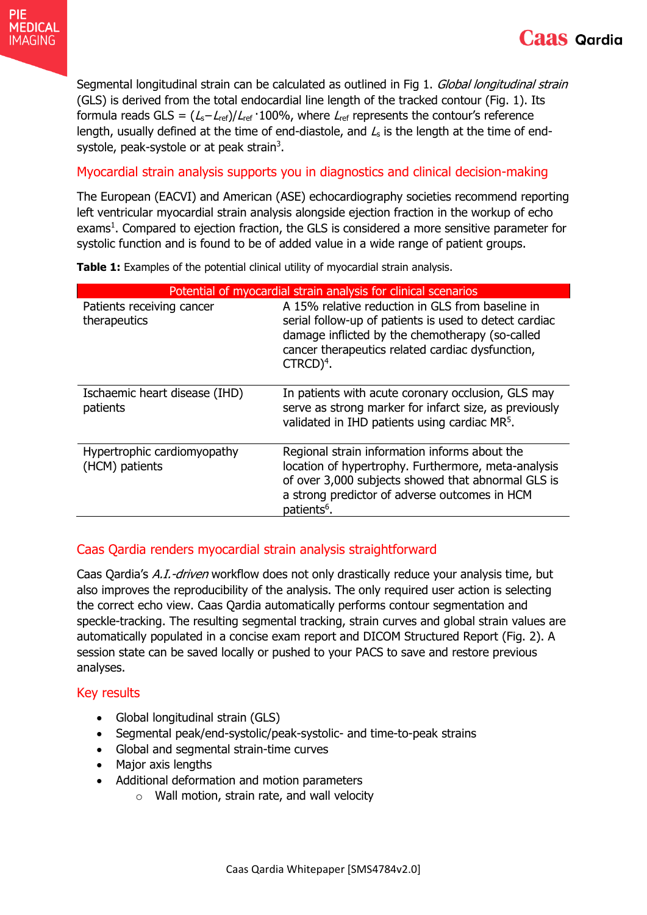Segmental longitudinal strain can be calculated as outlined in Fig 1. *Global longitudinal strain* (GLS) is derived from the total endocardial line length of the tracked contour (Fig. 1). Its formula reads GLS = $(L_s - L_{ref})/L_{ref} \cdot 100\%$, where $L_{ref}$ represents the contour's reference length, usually defined at the time of end-diastole, and $L_s$ is the length at the time of end-systole, peak-systole or at peak strain[3].

## Myocardial strain analysis supports you in diagnostics and clinical decision-making

The European (EACVI) and American (ASE) echocardiography societies recommend reporting left ventricular myocardial strain analysis alongside ejection fraction in the workup of echo exams[1]. Compared to ejection fraction, the GLS is considered a more sensitive parameter for systolic function and is found to be of added value in a wide range of patient groups.

**Table 1:** Examples of the potential clinical utility of myocardial strain analysis.

| Potential of myocardial strain analysis for clinical scenarios | |
|---|---|
| Patients receiving cancer therapeutics | A 15% relative reduction in GLS from baseline in serial follow-up of patients is used to detect cardiac damage inflicted by the chemotherapy (so-called cancer therapeutics related cardiac dysfunction, CTRCD)[4]. |
| Ischaemic heart disease (IHD) patients | In patients with acute coronary occlusion, GLS may serve as strong marker for infarct size, as previously validated in IHD patients using cardiac MR[5]. |
| Hypertrophic cardiomyopathy (HCM) patients | Regional strain information informs about the location of hypertrophy. Furthermore, meta-analysis of over 3,000 subjects showed that abnormal GLS is a strong predictor of adverse outcomes in HCM patients[6]. |

## Caas Qardia renders myocardial strain analysis straightforward

Caas Qardia's *A.I.-driven* workflow does not only drastically reduce your analysis time, but also improves the reproducibility of the analysis. The only required user action is selecting the correct echo view. Caas Qardia automatically performs contour segmentation and speckle-tracking. The resulting segmental tracking, strain curves and global strain values are automatically populated in a concise exam report and DICOM Structured Report (Fig. 2). A session state can be saved locally or pushed to your PACS to save and restore previous analyses.

## Key results

- Global longitudinal strain (GLS)
- Segmental peak/end-systolic/peak-systolic- and time-to-peak strains
- Global and segmental strain-time curves
- Major axis lengths
- Additional deformation and motion parameters
  - Wall motion, strain rate, and wall velocity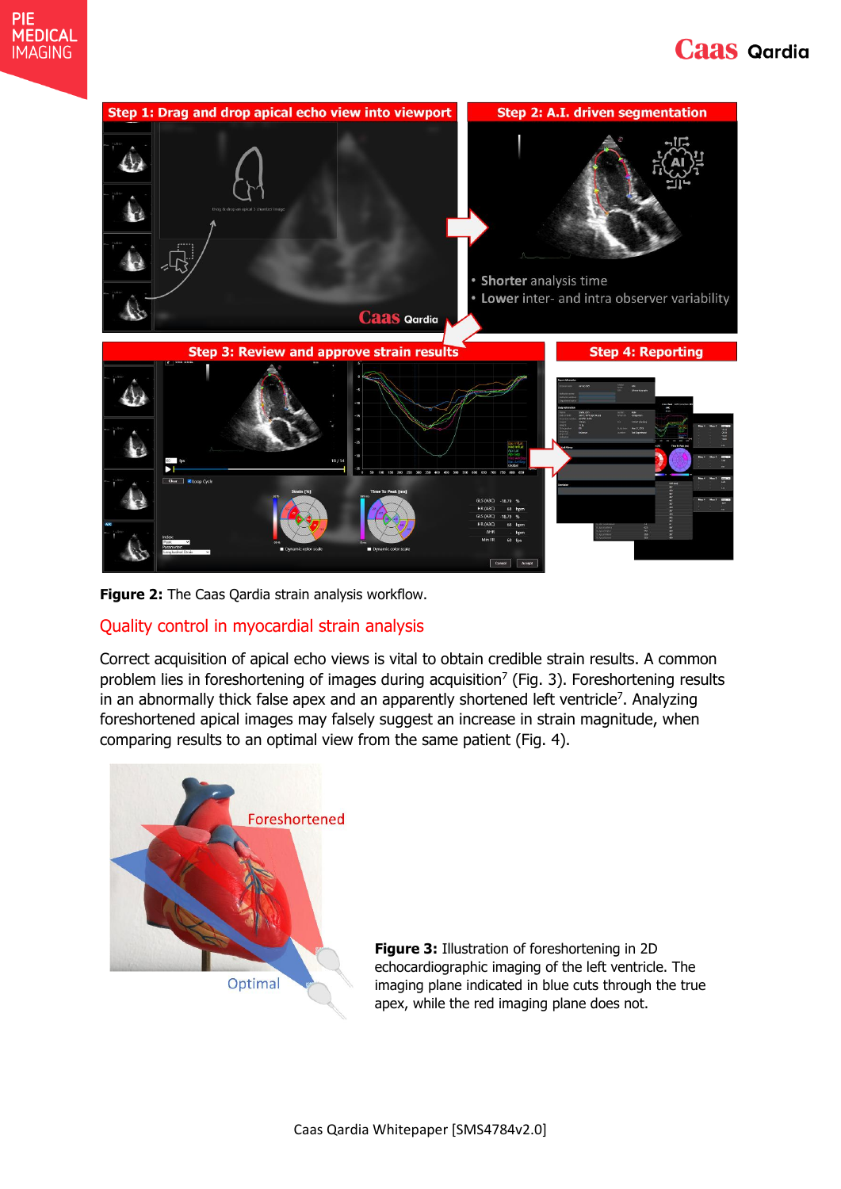**Figure 2:** The Caas Qardia strain analysis workflow.

## Quality control in myocardial strain analysis

Correct acquisition of apical echo views is vital to obtain credible strain results. A common problem lies in foreshortening of images during acquisition[7] (Fig. 3). Foreshortening results in an abnormally thick false apex and an apparently shortened left ventricle[7]. Analyzing foreshortened apical images may falsely suggest an increase in strain magnitude, when comparing results to an optimal view from the same patient (Fig. 4).

**Figure 3:** Illustration of foreshortening in 2D echocardiographic imaging of the left ventricle. The imaging plane indicated in blue cuts through the true apex, while the red imaging plane does not.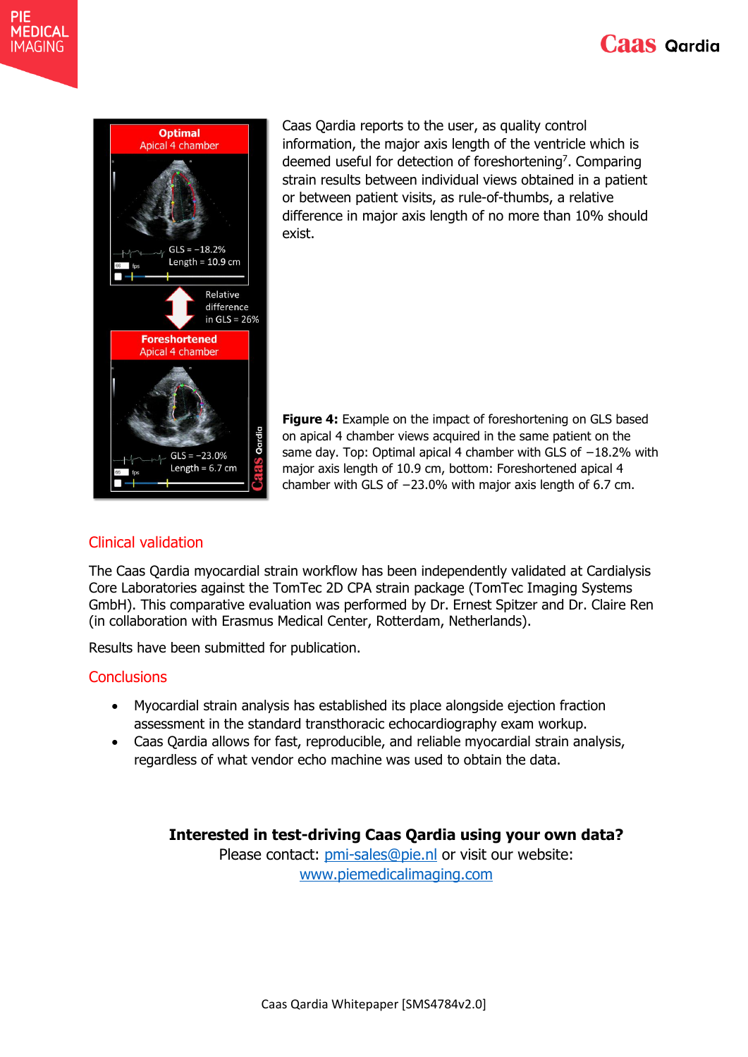Caas Qardia reports to the user, as quality control information, the major axis length of the ventricle which is deemed useful for detection of foreshortening[7]. Comparing strain results between individual views obtained in a patient or between patient visits, as rule-of-thumbs, a relative difference in major axis length of no more than 10% should exist.

**Figure 4:** Example on the impact of foreshortening on GLS based on apical 4 chamber views acquired in the same patient on the same day. Top: Optimal apical 4 chamber with GLS of −18.2% with major axis length of 10.9 cm, bottom: Foreshortened apical 4 chamber with GLS of −23.0% with major axis length of 6.7 cm.

## Clinical validation

The Caas Qardia myocardial strain workflow has been independently validated at Cardialysis Core Laboratories against the TomTec 2D CPA strain package (TomTec Imaging Systems GmbH). This comparative evaluation was performed by Dr. Ernest Spitzer and Dr. Claire Ren (in collaboration with Erasmus Medical Center, Rotterdam, Netherlands).

Results have been submitted for publication.

## Conclusions

- Myocardial strain analysis has established its place alongside ejection fraction assessment in the standard transthoracic echocardiography exam workup.
- Caas Qardia allows for fast, reproducible, and reliable myocardial strain analysis, regardless of what vendor echo machine was used to obtain the data.

**Interested in test-driving Caas Qardia using your own data?**
Please contact: pmi-sales@pie.nl or visit our website:
www.piemedicalimaging.com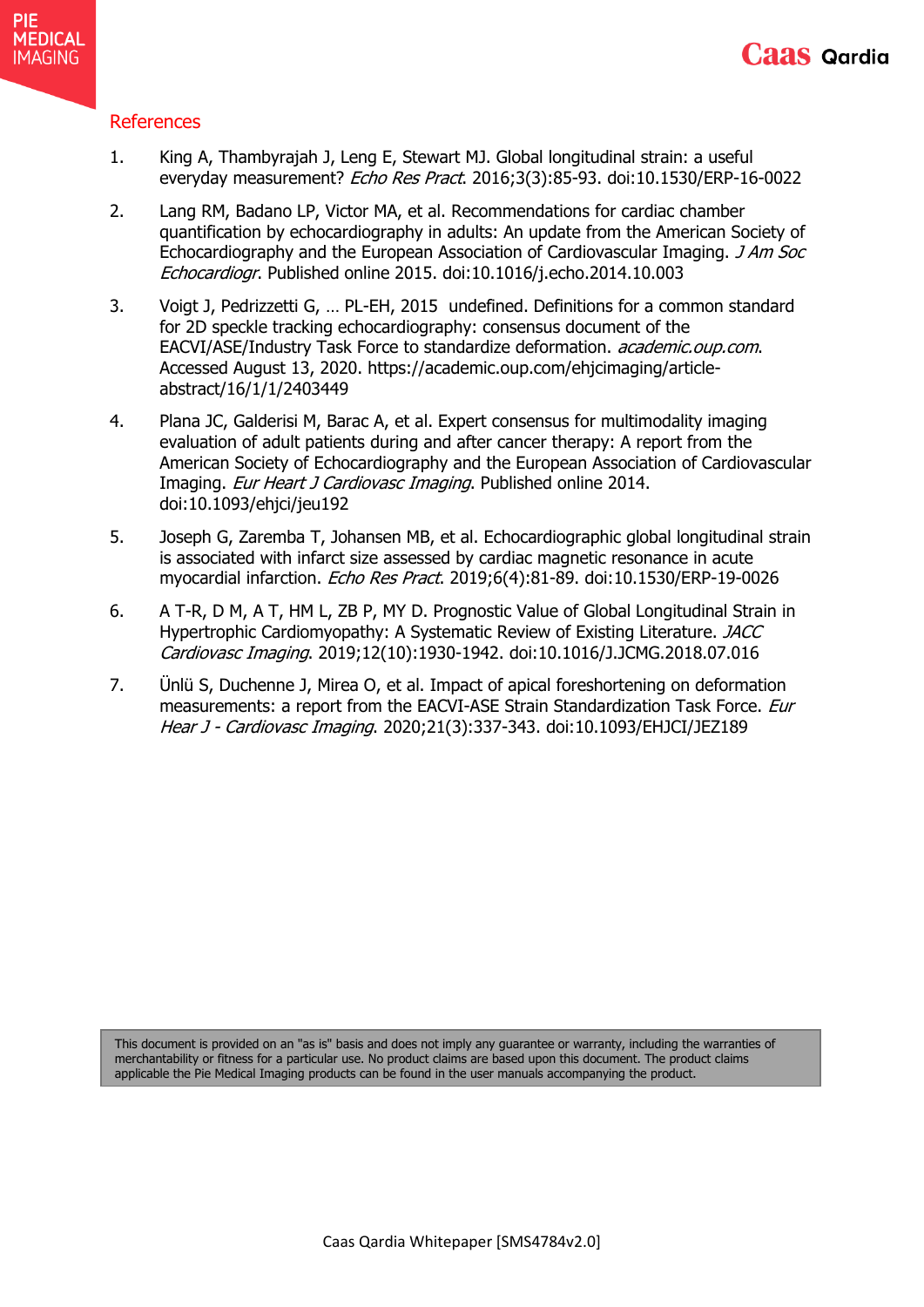## References

1. King A, Thambyrajah J, Leng E, Stewart MJ. Global longitudinal strain: a useful everyday measurement? *Echo Res Pract*. 2016;3(3):85-93. doi:10.1530/ERP-16-0022
2. Lang RM, Badano LP, Victor MA, et al. Recommendations for cardiac chamber quantification by echocardiography in adults: An update from the American Society of Echocardiography and the European Association of Cardiovascular Imaging. *J Am Soc Echocardiogr*. Published online 2015. doi:10.1016/j.echo.2014.10.003
3. Voigt J, Pedrizzetti G, … PL-EH, 2015 undefined. Definitions for a common standard for 2D speckle tracking echocardiography: consensus document of the EACVI/ASE/Industry Task Force to standardize deformation. *academic.oup.com*. Accessed August 13, 2020. https://academic.oup.com/ehjcimaging/article-abstract/16/1/1/2403449
4. Plana JC, Galderisi M, Barac A, et al. Expert consensus for multimodality imaging evaluation of adult patients during and after cancer therapy: A report from the American Society of Echocardiography and the European Association of Cardiovascular Imaging. *Eur Heart J Cardiovasc Imaging*. Published online 2014. doi:10.1093/ehjci/jeu192
5. Joseph G, Zaremba T, Johansen MB, et al. Echocardiographic global longitudinal strain is associated with infarct size assessed by cardiac magnetic resonance in acute myocardial infarction. *Echo Res Pract*. 2019;6(4):81-89. doi:10.1530/ERP-19-0026
6. A T-R, D M, A T, HM L, ZB P, MY D. Prognostic Value of Global Longitudinal Strain in Hypertrophic Cardiomyopathy: A Systematic Review of Existing Literature. *JACC Cardiovasc Imaging*. 2019;12(10):1930-1942. doi:10.1016/J.JCMG.2018.07.016
7. Ünlü S, Duchenne J, Mirea O, et al. Impact of apical foreshortening on deformation measurements: a report from the EACVI-ASE Strain Standardization Task Force. *Eur Hear J - Cardiovasc Imaging*. 2020;21(3):337-343. doi:10.1093/EHJCI/JEZ189

This document is provided on an "as is" basis and does not imply any guarantee or warranty, including the warranties of merchantability or fitness for a particular use. No product claims are based upon this document. The product claims applicable the Pie Medical Imaging products can be found in the user manuals accompanying the product.